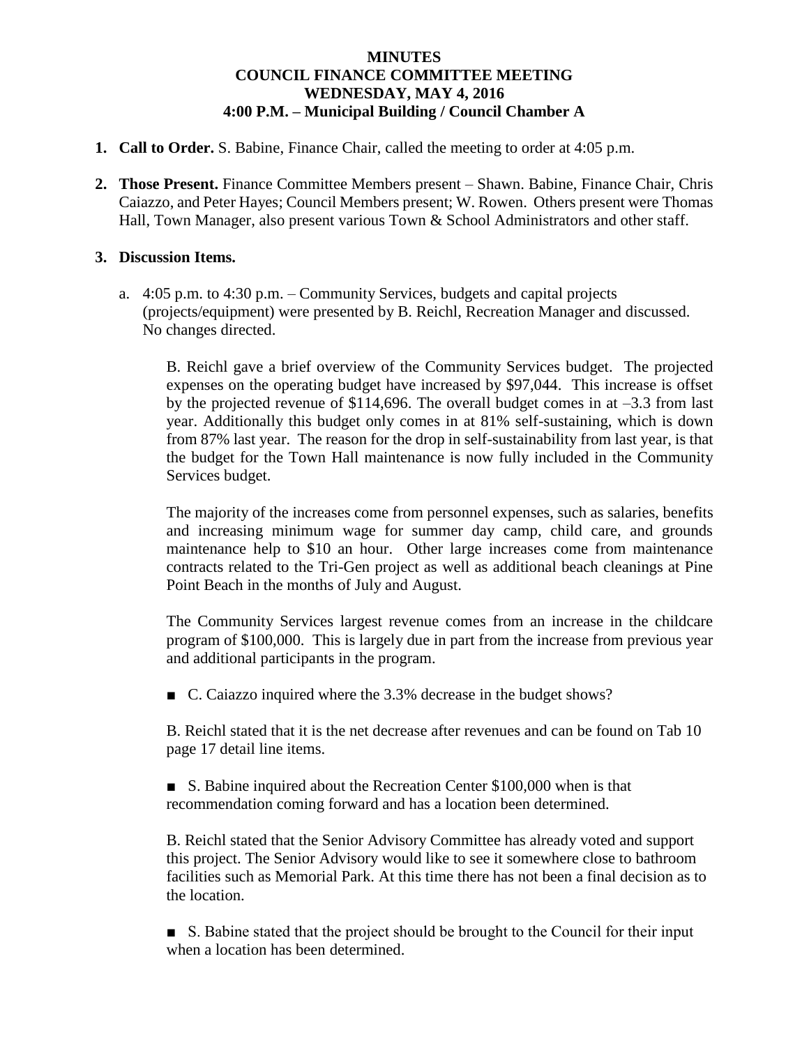# MINUTES
# COUNCIL FINANCE COMMITTEE MEETING
# WEDNESDAY, MAY 4, 2016
# 4:00 P.M. – Municipal Building / Council Chamber A

1. **Call to Order.** S. Babine, Finance Chair, called the meeting to order at 4:05 p.m.

2. **Those Present.** Finance Committee Members present – Shawn. Babine, Finance Chair, Chris Caiazzo, and Peter Hayes; Council Members present; W. Rowen. Others present were Thomas Hall, Town Manager, also present various Town & School Administrators and other staff.

3. **Discussion Items.**

   a. 4:05 p.m. to 4:30 p.m. – Community Services, budgets and capital projects (projects/equipment) were presented by B. Reichl, Recreation Manager and discussed. No changes directed.

      B. Reichl gave a brief overview of the Community Services budget. The projected expenses on the operating budget have increased by $97,044. This increase is offset by the projected revenue of $114,696. The overall budget comes in at –3.3 from last year. Additionally this budget only comes in at 81% self-sustaining, which is down from 87% last year. The reason for the drop in self-sustainability from last year, is that the budget for the Town Hall maintenance is now fully included in the Community Services budget.

      The majority of the increases come from personnel expenses, such as salaries, benefits and increasing minimum wage for summer day camp, child care, and grounds maintenance help to $10 an hour. Other large increases come from maintenance contracts related to the Tri-Gen project as well as additional beach cleanings at Pine Point Beach in the months of July and August.

      The Community Services largest revenue comes from an increase in the childcare program of $100,000. This is largely due in part from the increase from previous year and additional participants in the program.

      ■ C. Caiazzo inquired where the 3.3% decrease in the budget shows?

      B. Reichl stated that it is the net decrease after revenues and can be found on Tab 10 page 17 detail line items.

      ■ S. Babine inquired about the Recreation Center $100,000 when is that recommendation coming forward and has a location been determined.

      B. Reichl stated that the Senior Advisory Committee has already voted and support this project. The Senior Advisory would like to see it somewhere close to bathroom facilities such as Memorial Park. At this time there has not been a final decision as to the location.

      ■ S. Babine stated that the project should be brought to the Council for their input when a location has been determined.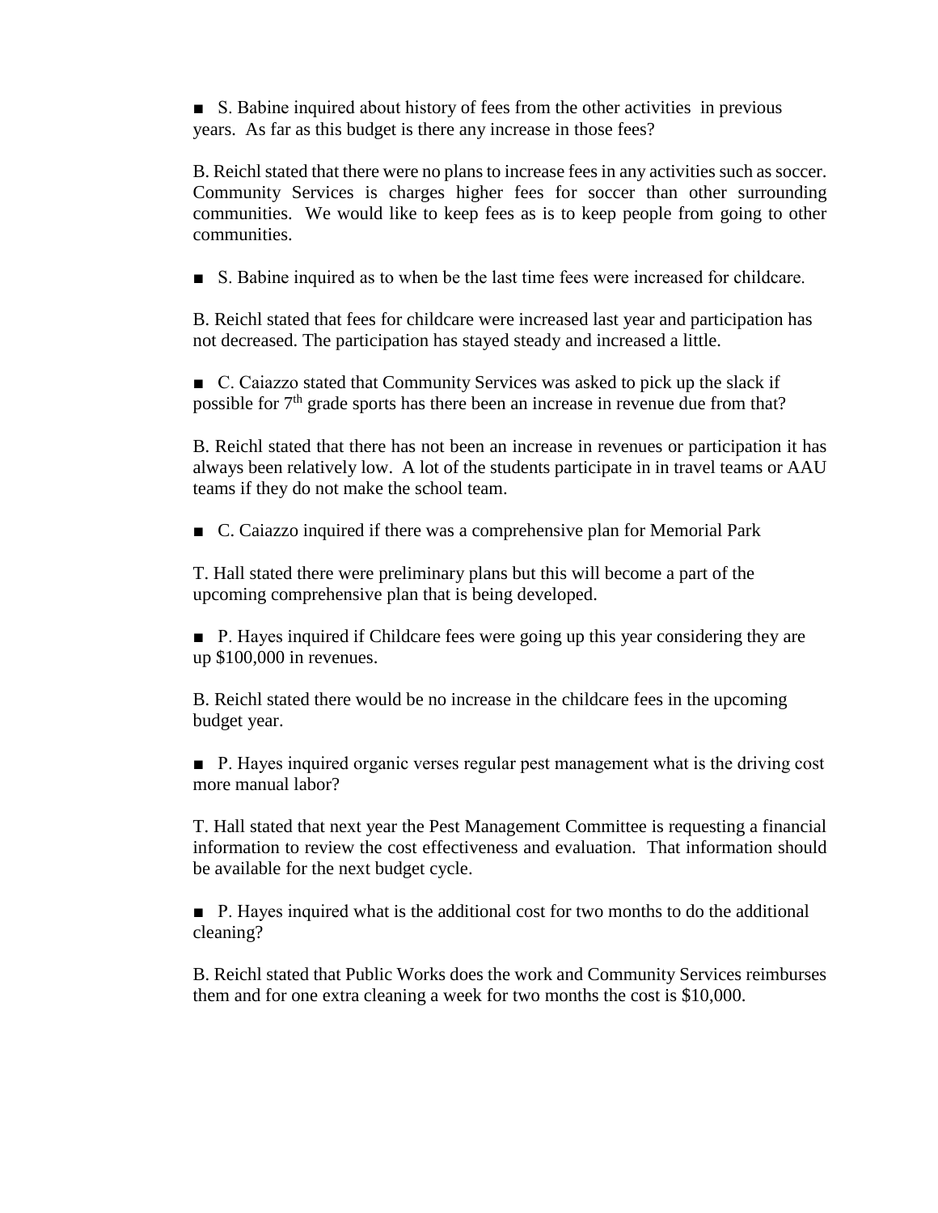■ S. Babine inquired about history of fees from the other activities in previous years. As far as this budget is there any increase in those fees?

B. Reichl stated that there were no plans to increase fees in any activities such as soccer. Community Services is charges higher fees for soccer than other surrounding communities. We would like to keep fees as is to keep people from going to other communities.

■ S. Babine inquired as to when be the last time fees were increased for childcare.

B. Reichl stated that fees for childcare were increased last year and participation has not decreased. The participation has stayed steady and increased a little.

■ C. Caiazzo stated that Community Services was asked to pick up the slack if possible for 7th grade sports has there been an increase in revenue due from that?

B. Reichl stated that there has not been an increase in revenues or participation it has always been relatively low. A lot of the students participate in in travel teams or AAU teams if they do not make the school team.

■ C. Caiazzo inquired if there was a comprehensive plan for Memorial Park

T. Hall stated there were preliminary plans but this will become a part of the upcoming comprehensive plan that is being developed.

■ P. Hayes inquired if Childcare fees were going up this year considering they are up $100,000 in revenues.

B. Reichl stated there would be no increase in the childcare fees in the upcoming budget year.

■ P. Hayes inquired organic verses regular pest management what is the driving cost more manual labor?

T. Hall stated that next year the Pest Management Committee is requesting a financial information to review the cost effectiveness and evaluation. That information should be available for the next budget cycle.

■ P. Hayes inquired what is the additional cost for two months to do the additional cleaning?

B. Reichl stated that Public Works does the work and Community Services reimburses them and for one extra cleaning a week for two months the cost is $10,000.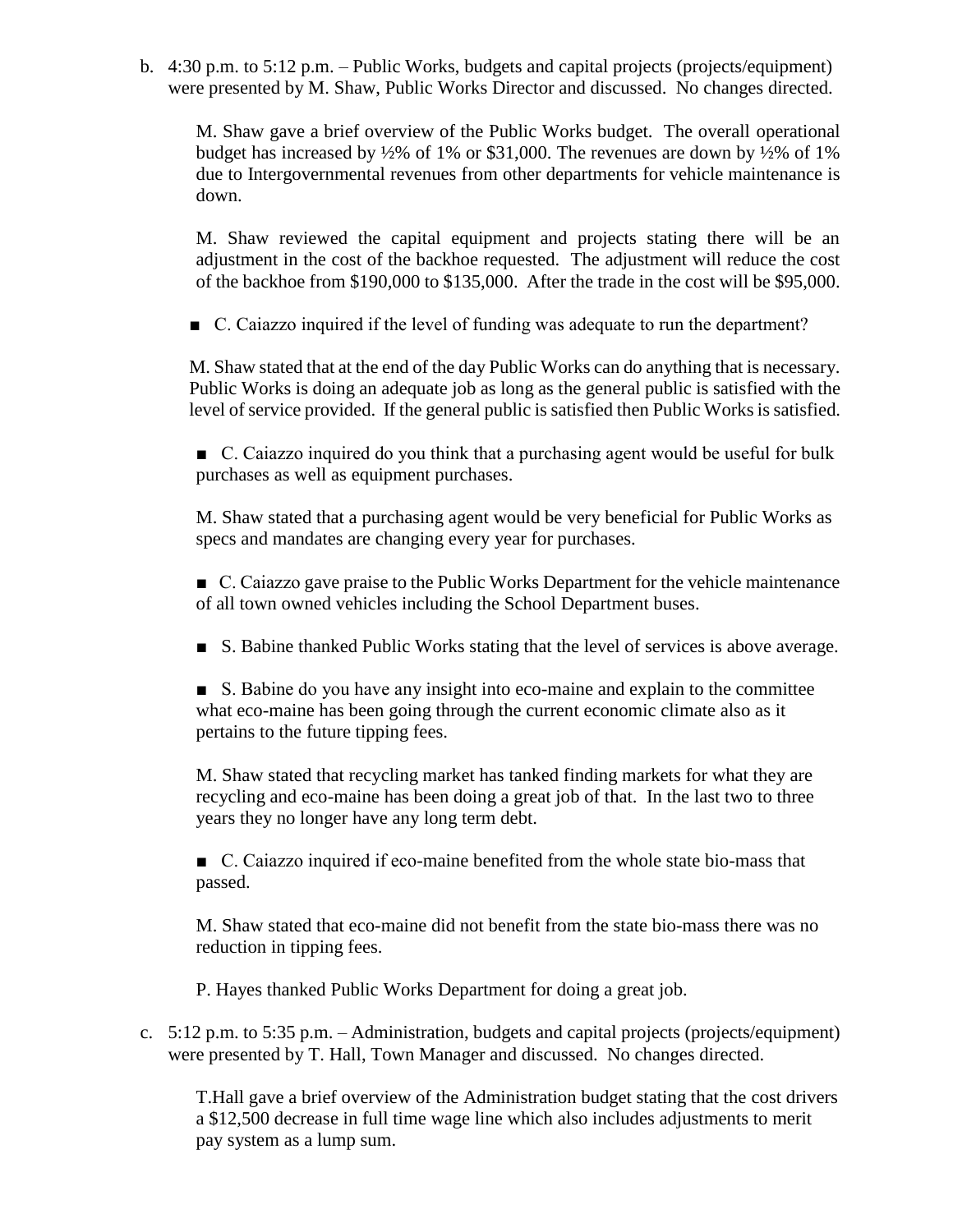b. 4:30 p.m. to 5:12 p.m. – Public Works, budgets and capital projects (projects/equipment) were presented by M. Shaw, Public Works Director and discussed. No changes directed.

M. Shaw gave a brief overview of the Public Works budget. The overall operational budget has increased by ½% of 1% or $31,000. The revenues are down by ½% of 1% due to Intergovernmental revenues from other departments for vehicle maintenance is down.

M. Shaw reviewed the capital equipment and projects stating there will be an adjustment in the cost of the backhoe requested. The adjustment will reduce the cost of the backhoe from $190,000 to $135,000. After the trade in the cost will be $95,000.

- C. Caiazzo inquired if the level of funding was adequate to run the department?

M. Shaw stated that at the end of the day Public Works can do anything that is necessary. Public Works is doing an adequate job as long as the general public is satisfied with the level of service provided. If the general public is satisfied then Public Works is satisfied.

- C. Caiazzo inquired do you think that a purchasing agent would be useful for bulk purchases as well as equipment purchases.

M. Shaw stated that a purchasing agent would be very beneficial for Public Works as specs and mandates are changing every year for purchases.

- C. Caiazzo gave praise to the Public Works Department for the vehicle maintenance of all town owned vehicles including the School Department buses.

- S. Babine thanked Public Works stating that the level of services is above average.

- S. Babine do you have any insight into eco-maine and explain to the committee what eco-maine has been going through the current economic climate also as it pertains to the future tipping fees.

M. Shaw stated that recycling market has tanked finding markets for what they are recycling and eco-maine has been doing a great job of that. In the last two to three years they no longer have any long term debt.

- C. Caiazzo inquired if eco-maine benefited from the whole state bio-mass that passed.

M. Shaw stated that eco-maine did not benefit from the state bio-mass there was no reduction in tipping fees.

P. Hayes thanked Public Works Department for doing a great job.

c. 5:12 p.m. to 5:35 p.m. – Administration, budgets and capital projects (projects/equipment) were presented by T. Hall, Town Manager and discussed. No changes directed.

T.Hall gave a brief overview of the Administration budget stating that the cost drivers a $12,500 decrease in full time wage line which also includes adjustments to merit pay system as a lump sum.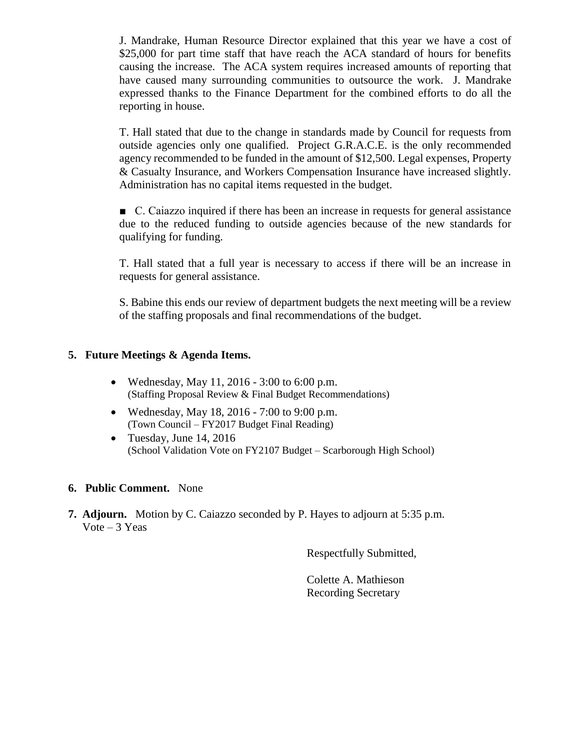J. Mandrake, Human Resource Director explained that this year we have a cost of $25,000 for part time staff that have reach the ACA standard of hours for benefits causing the increase. The ACA system requires increased amounts of reporting that have caused many surrounding communities to outsource the work. J. Mandrake expressed thanks to the Finance Department for the combined efforts to do all the reporting in house.

T. Hall stated that due to the change in standards made by Council for requests from outside agencies only one qualified. Project G.R.A.C.E. is the only recommended agency recommended to be funded in the amount of $12,500. Legal expenses, Property & Casualty Insurance, and Workers Compensation Insurance have increased slightly. Administration has no capital items requested in the budget.

■ C. Caiazzo inquired if there has been an increase in requests for general assistance due to the reduced funding to outside agencies because of the new standards for qualifying for funding.

T. Hall stated that a full year is necessary to access if there will be an increase in requests for general assistance.

S. Babine this ends our review of department budgets the next meeting will be a review of the staffing proposals and final recommendations of the budget.

**5. Future Meetings & Agenda Items.**

- Wednesday, May 11, 2016 - 3:00 to 6:00 p.m.
  (Staffing Proposal Review & Final Budget Recommendations)
- Wednesday, May 18, 2016 - 7:00 to 9:00 p.m.
  (Town Council – FY2017 Budget Final Reading)
- Tuesday, June 14, 2016
  (School Validation Vote on FY2107 Budget – Scarborough High School)

**6. Public Comment.** None

**7. Adjourn.** Motion by C. Caiazzo seconded by P. Hayes to adjourn at 5:35 p.m.
Vote – 3 Yeas

Respectfully Submitted,

Colette A. Mathieson
Recording Secretary